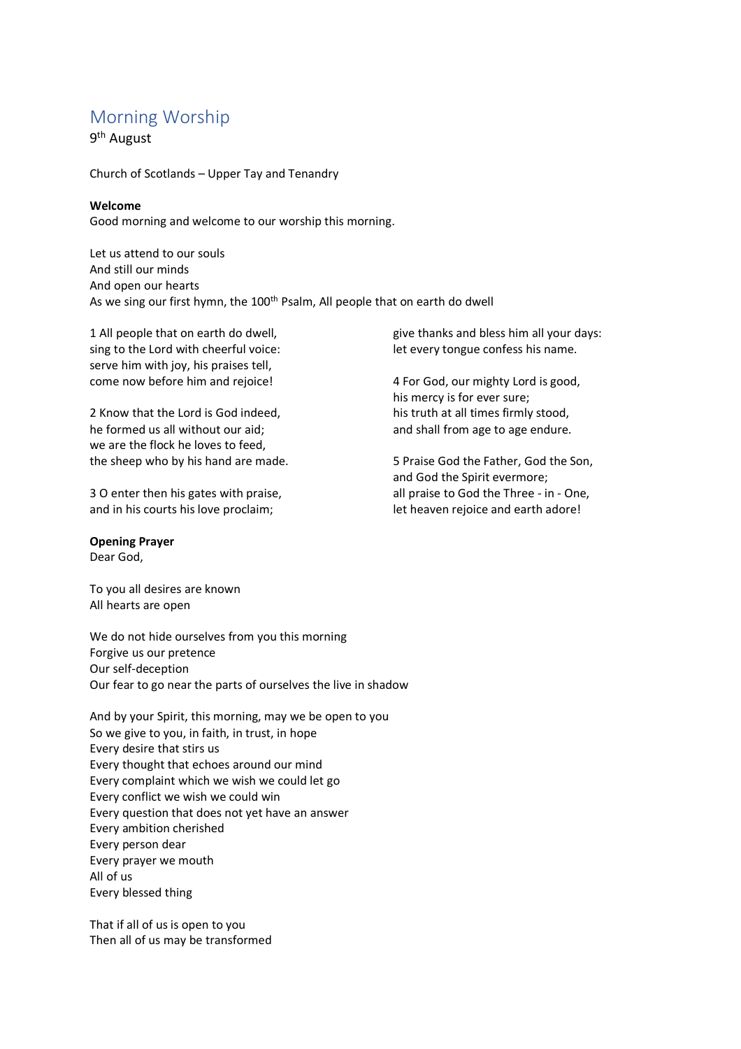# Morning Worship

9th August

Church of Scotlands – Upper Tay and Tenandry

**Welcome**

Good morning and welcome to our worship this morning.

Let us attend to our souls  
And still our minds  
And open our hearts  
As we sing our first hymn, the 100th Psalm, All people that on earth do dwell

1 All people that on earth do dwell,  
sing to the Lord with cheerful voice:  
serve him with joy, his praises tell,  
come now before him and rejoice!

2 Know that the Lord is God indeed,  
he formed us all without our aid;  
we are the flock he loves to feed,  
the sheep who by his hand are made.

3 O enter then his gates with praise,  
and in his courts his love proclaim;  
give thanks and bless him all your days:  
let every tongue confess his name.

4 For God, our mighty Lord is good,  
his mercy is for ever sure;  
his truth at all times firmly stood,  
and shall from age to age endure.

5 Praise God the Father, God the Son,  
and God the Spirit evermore;  
all praise to God the Three - in - One,  
let heaven rejoice and earth adore!

**Opening Prayer**

Dear God,

To you all desires are known  
All hearts are open

We do not hide ourselves from you this morning  
Forgive us our pretence  
Our self-deception  
Our fear to go near the parts of ourselves the live in shadow

And by your Spirit, this morning, may we be open to you  
So we give to you, in faith, in trust, in hope  
Every desire that stirs us  
Every thought that echoes around our mind  
Every complaint which we wish we could let go  
Every conflict we wish we could win  
Every question that does not yet have an answer  
Every ambition cherished  
Every person dear  
Every prayer we mouth  
All of us  
Every blessed thing

That if all of us is open to you  
Then all of us may be transformed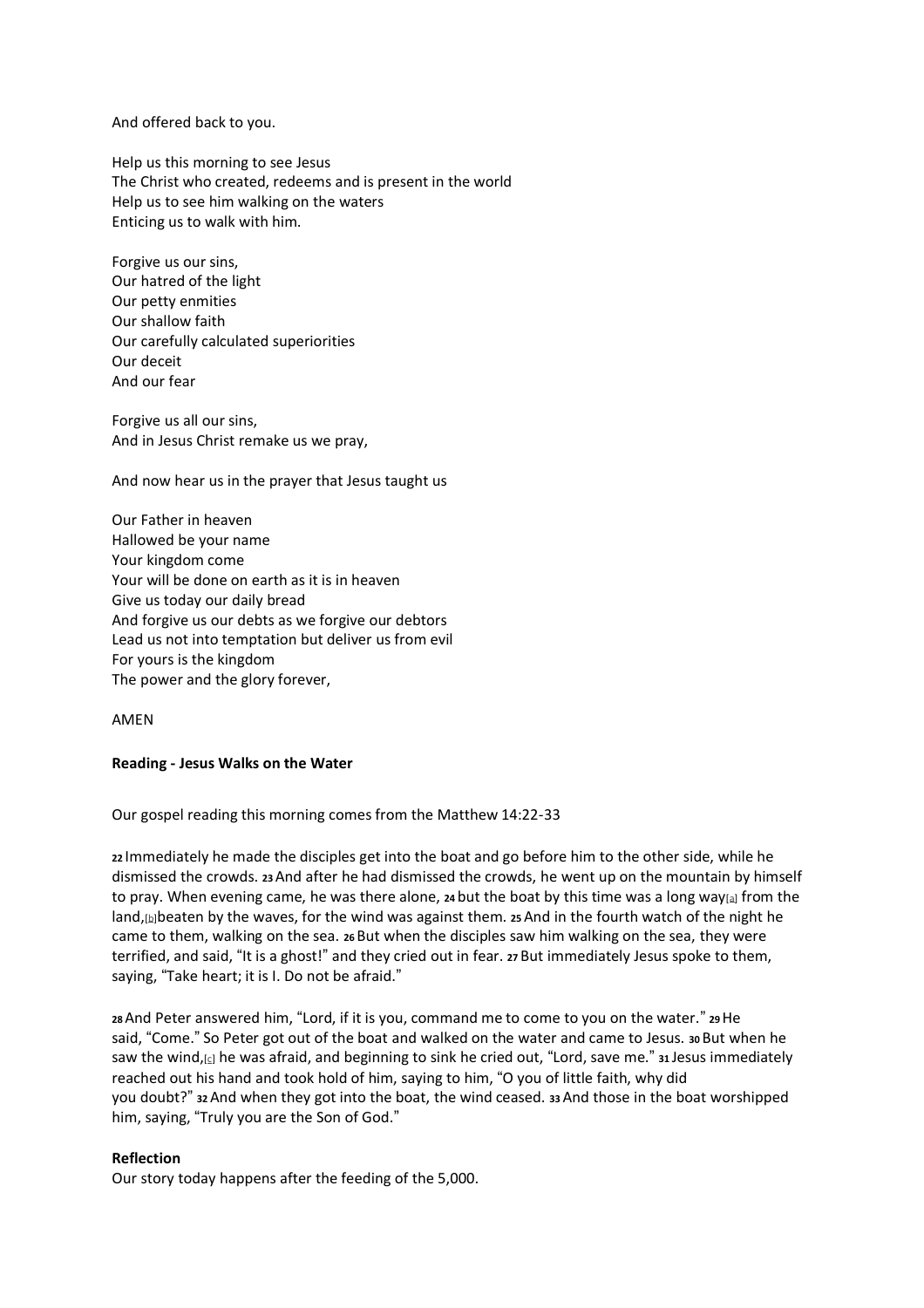And offered back to you.

Help us this morning to see Jesus
The Christ who created, redeems and is present in the world
Help us to see him walking on the waters
Enticing us to walk with him.

Forgive us our sins,
Our hatred of the light
Our petty enmities
Our shallow faith
Our carefully calculated superiorities
Our deceit
And our fear

Forgive us all our sins,
And in Jesus Christ remake us we pray,

And now hear us in the prayer that Jesus taught us

Our Father in heaven
Hallowed be your name
Your kingdom come
Your will be done on earth as it is in heaven
Give us today our daily bread
And forgive us our debts as we forgive our debtors
Lead us not into temptation but deliver us from evil
For yours is the kingdom
The power and the glory forever,

AMEN

**Reading - Jesus Walks on the Water**

Our gospel reading this morning comes from the Matthew 14:22-33

**22** Immediately he made the disciples get into the boat and go before him to the other side, while he dismissed the crowds. **23** And after he had dismissed the crowds, he went up on the mountain by himself to pray. When evening came, he was there alone, **24** but the boat by this time was a long way[a] from the land,[b] beaten by the waves, for the wind was against them. **25** And in the fourth watch of the night he came to them, walking on the sea. **26** But when the disciples saw him walking on the sea, they were terrified, and said, "It is a ghost!" and they cried out in fear. **27** But immediately Jesus spoke to them, saying, "Take heart; it is I. Do not be afraid."

**28** And Peter answered him, "Lord, if it is you, command me to come to you on the water." **29** He said, "Come." So Peter got out of the boat and walked on the water and came to Jesus. **30** But when he saw the wind,[c] he was afraid, and beginning to sink he cried out, "Lord, save me." **31** Jesus immediately reached out his hand and took hold of him, saying to him, "O you of little faith, why did you doubt?" **32** And when they got into the boat, the wind ceased. **33** And those in the boat worshipped him, saying, "Truly you are the Son of God."

**Reflection**

Our story today happens after the feeding of the 5,000.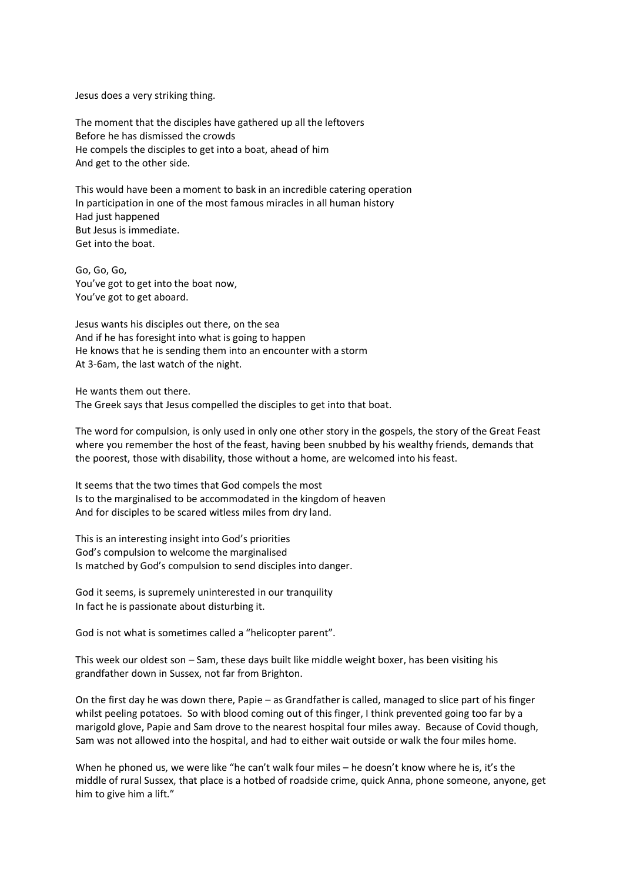Jesus does a very striking thing.

The moment that the disciples have gathered up all the leftovers
Before he has dismissed the crowds
He compels the disciples to get into a boat, ahead of him
And get to the other side.

This would have been a moment to bask in an incredible catering operation
In participation in one of the most famous miracles in all human history
Had just happened
But Jesus is immediate.
Get into the boat.

Go, Go, Go,
You've got to get into the boat now,
You've got to get aboard.

Jesus wants his disciples out there, on the sea
And if he has foresight into what is going to happen
He knows that he is sending them into an encounter with a storm
At 3-6am, the last watch of the night.

He wants them out there.
The Greek says that Jesus compelled the disciples to get into that boat.

The word for compulsion, is only used in only one other story in the gospels, the story of the Great Feast where you remember the host of the feast, having been snubbed by his wealthy friends, demands that the poorest, those with disability, those without a home, are welcomed into his feast.

It seems that the two times that God compels the most
Is to the marginalised to be accommodated in the kingdom of heaven
And for disciples to be scared witless miles from dry land.

This is an interesting insight into God's priorities
God's compulsion to welcome the marginalised
Is matched by God's compulsion to send disciples into danger.

God it seems, is supremely uninterested in our tranquility
In fact he is passionate about disturbing it.

God is not what is sometimes called a "helicopter parent".

This week our oldest son – Sam, these days built like middle weight boxer, has been visiting his grandfather down in Sussex, not far from Brighton.

On the first day he was down there, Papie – as Grandfather is called, managed to slice part of his finger whilst peeling potatoes. So with blood coming out of this finger, I think prevented going too far by a marigold glove, Papie and Sam drove to the nearest hospital four miles away. Because of Covid though, Sam was not allowed into the hospital, and had to either wait outside or walk the four miles home.

When he phoned us, we were like "he can't walk four miles – he doesn't know where he is, it's the middle of rural Sussex, that place is a hotbed of roadside crime, quick Anna, phone someone, anyone, get him to give him a lift."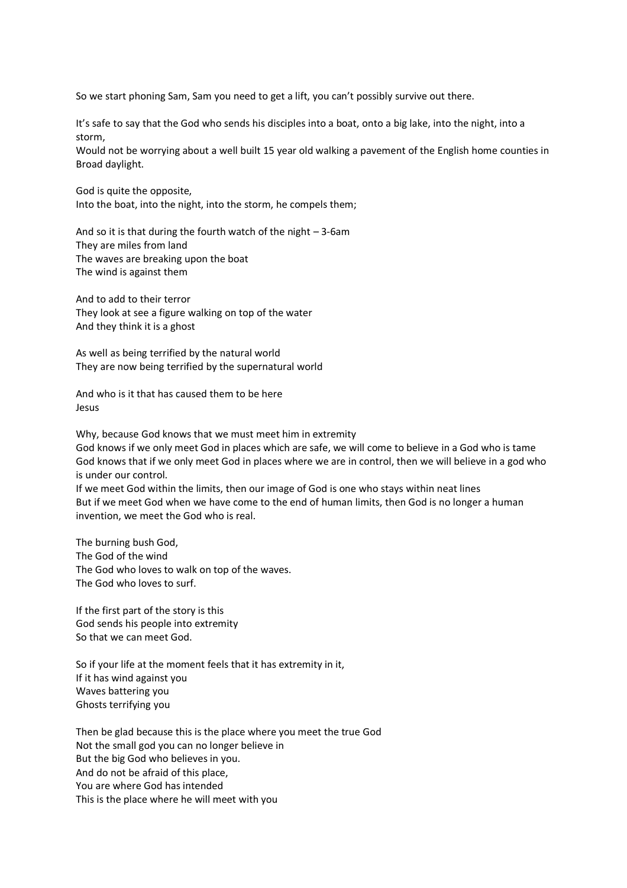So we start phoning Sam, Sam you need to get a lift, you can't possibly survive out there.

It's safe to say that the God who sends his disciples into a boat, onto a big lake, into the night, into a storm,
Would not be worrying about a well built 15 year old walking a pavement of the English home counties in Broad daylight.

God is quite the opposite,
Into the boat, into the night, into the storm, he compels them;

And so it is that during the fourth watch of the night – 3-6am
They are miles from land
The waves are breaking upon the boat
The wind is against them

And to add to their terror
They look at see a figure walking on top of the water
And they think it is a ghost

As well as being terrified by the natural world
They are now being terrified by the supernatural world

And who is it that has caused them to be here
Jesus

Why, because God knows that we must meet him in extremity
God knows if we only meet God in places which are safe, we will come to believe in a God who is tame
God knows that if we only meet God in places where we are in control, then we will believe in a god who is under our control.
If we meet God within the limits, then our image of God is one who stays within neat lines
But if we meet God when we have come to the end of human limits, then God is no longer a human invention, we meet the God who is real.

The burning bush God,
The God of the wind
The God who loves to walk on top of the waves.
The God who loves to surf.

If the first part of the story is this
God sends his people into extremity
So that we can meet God.

So if your life at the moment feels that it has extremity in it,
If it has wind against you
Waves battering you
Ghosts terrifying you

Then be glad because this is the place where you meet the true God
Not the small god you can no longer believe in
But the big God who believes in you.
And do not be afraid of this place,
You are where God has intended
This is the place where he will meet with you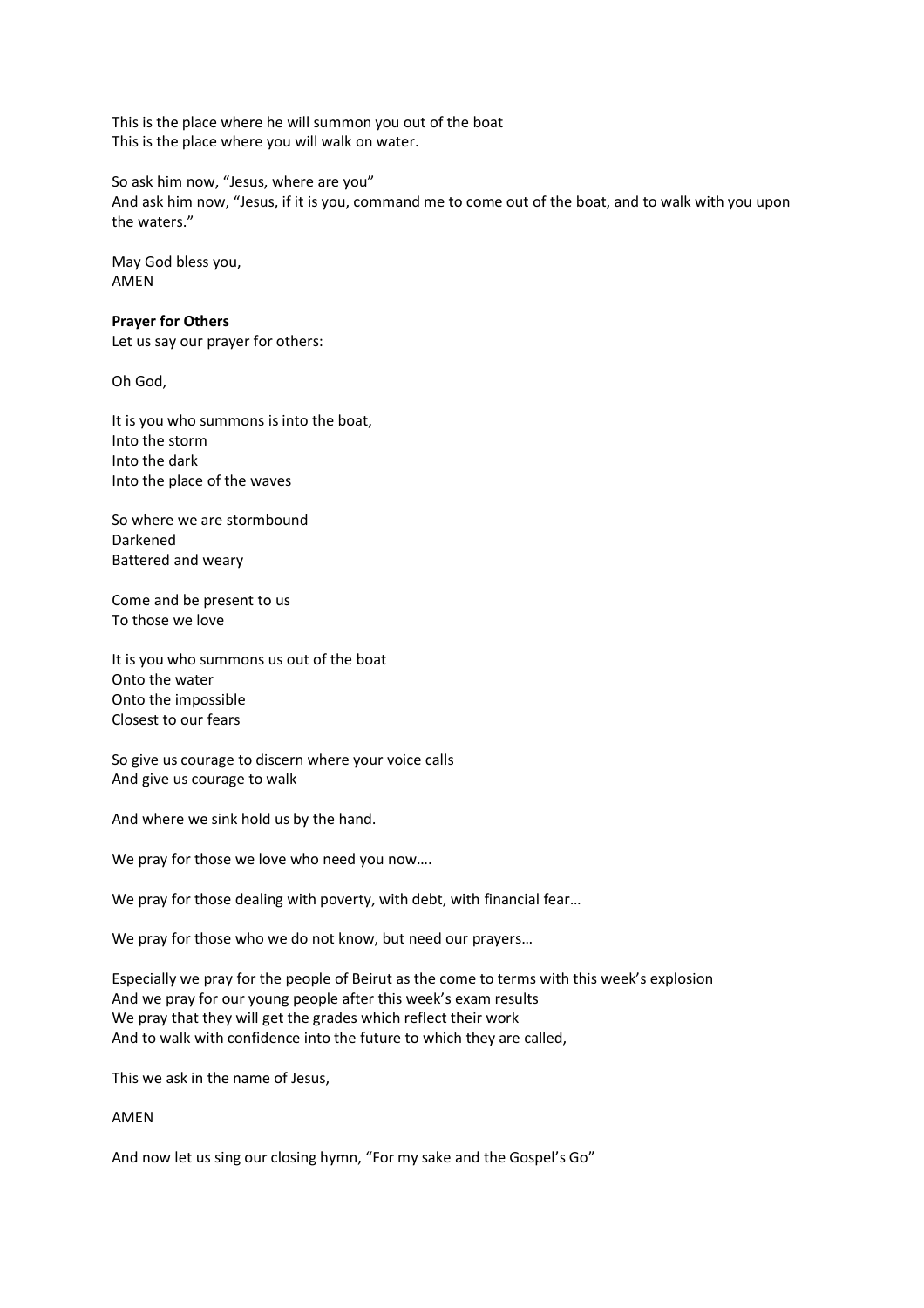This is the place where he will summon you out of the boat
This is the place where you will walk on water.

So ask him now, "Jesus, where are you"
And ask him now, "Jesus, if it is you, command me to come out of the boat, and to walk with you upon the waters."

May God bless you,
AMEN

**Prayer for Others**
Let us say our prayer for others:

Oh God,

It is you who summons is into the boat,
Into the storm
Into the dark
Into the place of the waves

So where we are stormbound
Darkened
Battered and weary

Come and be present to us
To those we love

It is you who summons us out of the boat
Onto the water
Onto the impossible
Closest to our fears

So give us courage to discern where your voice calls
And give us courage to walk

And where we sink hold us by the hand.

We pray for those we love who need you now….

We pray for those dealing with poverty, with debt, with financial fear…

We pray for those who we do not know, but need our prayers…

Especially we pray for the people of Beirut as the come to terms with this week's explosion
And we pray for our young people after this week's exam results
We pray that they will get the grades which reflect their work
And to walk with confidence into the future to which they are called,

This we ask in the name of Jesus,

AMEN

And now let us sing our closing hymn, "For my sake and the Gospel's Go"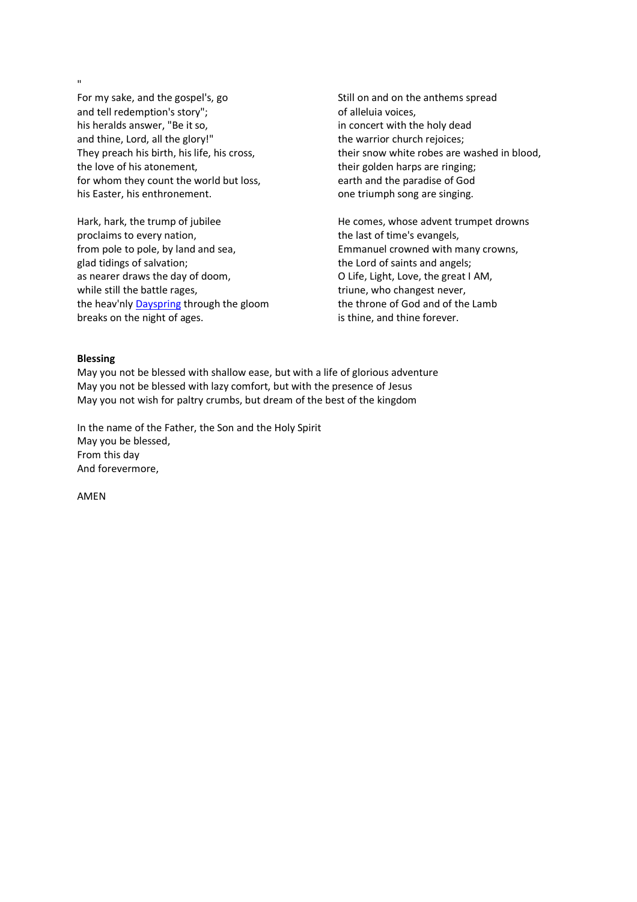"
For my sake, and the gospel's, go
and tell redemption's story";
his heralds answer, "Be it so,
and thine, Lord, all the glory!"
They preach his birth, his life, his cross,
the love of his atonement,
for whom they count the world but loss,
his Easter, his enthronement.

Hark, hark, the trump of jubilee
proclaims to every nation,
from pole to pole, by land and sea,
glad tidings of salvation;
as nearer draws the day of doom,
while still the battle rages,
the heav'nly Dayspring through the gloom
breaks on the night of ages.

Still on and on the anthems spread
of alleluia voices,
in concert with the holy dead
the warrior church rejoices;
their snow white robes are washed in blood,
their golden harps are ringing;
earth and the paradise of God
one triumph song are singing.

He comes, whose advent trumpet drowns
the last of time's evangels,
Emmanuel crowned with many crowns,
the Lord of saints and angels;
O Life, Light, Love, the great I AM,
triune, who changest never,
the throne of God and of the Lamb
is thine, and thine forever.

**Blessing**

May you not be blessed with shallow ease, but with a life of glorious adventure
May you not be blessed with lazy comfort, but with the presence of Jesus
May you not wish for paltry crumbs, but dream of the best of the kingdom

In the name of the Father, the Son and the Holy Spirit
May you be blessed,
From this day
And forevermore,

AMEN